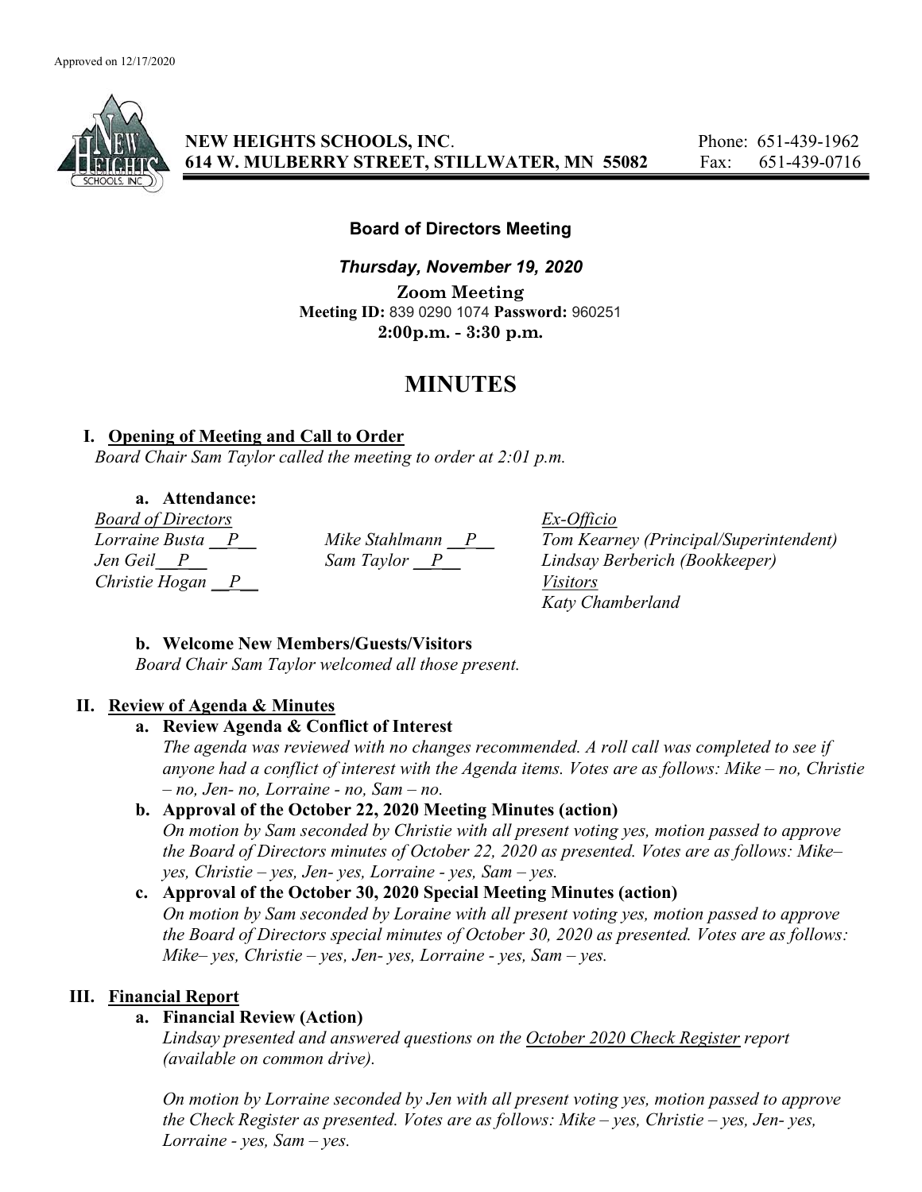Approved on 12/17/2020

**NEW HEIGHTS SCHOOLS, INC.**
**614 W. MULBERRY STREET, STILLWATER, MN 55082**

Phone: 651-439-1962
Fax: 651-439-0716

**Board of Directors Meeting**

***Thursday, November 19, 2020***

**Zoom Meeting**
**Meeting ID:** 839 0290 1074 **Password:** 960251
**2:00p.m. - 3:30 p.m.**

# MINUTES

## I. Opening of Meeting and Call to Order

*Board Chair Sam Taylor called the meeting to order at 2:01 p.m.*

### a. Attendance:

| *Board of Directors* | | *Ex-Officio* |
|---|---|---|
| *Lorraine Busta \_\_P\_\_* | *Mike Stahlmann \_\_P\_\_* | *Tom Kearney (Principal/Superintendent)* |
| *Jen Geil \_\_P\_\_* | *Sam Taylor \_\_P\_\_* | *Lindsay Berberich (Bookkeeper)* |
| *Christie Hogan \_\_P\_\_* | | *Visitors* |
| | | *Katy Chamberland* |

### b. Welcome New Members/Guests/Visitors

*Board Chair Sam Taylor welcomed all those present.*

## II. Review of Agenda & Minutes

### a. Review Agenda & Conflict of Interest

*The agenda was reviewed with no changes recommended. A roll call was completed to see if anyone had a conflict of interest with the Agenda items. Votes are as follows: Mike – no, Christie – no, Jen- no, Lorraine - no, Sam – no.*

### b. Approval of the October 22, 2020 Meeting Minutes (action)

*On motion by Sam seconded by Christie with all present voting yes, motion passed to approve the Board of Directors minutes of October 22, 2020 as presented. Votes are as follows: Mike– yes, Christie – yes, Jen- yes, Lorraine - yes, Sam – yes.*

### c. Approval of the October 30, 2020 Special Meeting Minutes (action)

*On motion by Sam seconded by Loraine with all present voting yes, motion passed to approve the Board of Directors special minutes of October 30, 2020 as presented. Votes are as follows: Mike– yes, Christie – yes, Jen- yes, Lorraine - yes, Sam – yes.*

## III. Financial Report

### a. Financial Review (Action)

*Lindsay presented and answered questions on the October 2020 Check Register report (available on common drive).*

*On motion by Lorraine seconded by Jen with all present voting yes, motion passed to approve the Check Register as presented. Votes are as follows: Mike – yes, Christie – yes, Jen- yes, Lorraine - yes, Sam – yes.*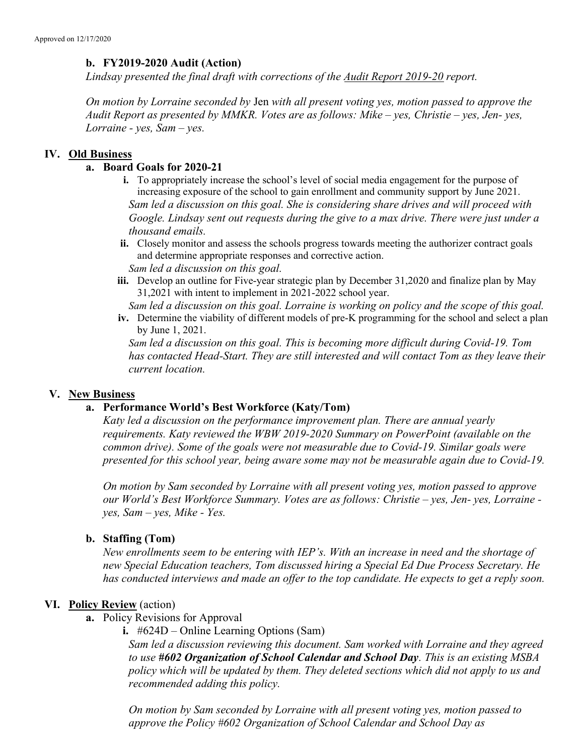Approved on 12/17/2020

**b. FY2019-2020 Audit (Action)**

*Lindsay presented the final draft with corrections of the Audit Report 2019-20 report.*

*On motion by Lorraine seconded by* Jen *with all present voting yes, motion passed to approve the Audit Report as presented by MMKR. Votes are as follows: Mike – yes, Christie – yes, Jen- yes, Lorraine - yes, Sam – yes.*

## IV. Old Business

**a. Board Goals for 2020-21**

i. To appropriately increase the school's level of social media engagement for the purpose of increasing exposure of the school to gain enrollment and community support by June 2021.
*Sam led a discussion on this goal. She is considering share drives and will proceed with Google. Lindsay sent out requests during the give to a max drive. There were just under a thousand emails.*

ii. Closely monitor and assess the schools progress towards meeting the authorizer contract goals and determine appropriate responses and corrective action.
*Sam led a discussion on this goal.*

iii. Develop an outline for Five-year strategic plan by December 31,2020 and finalize plan by May 31,2021 with intent to implement in 2021-2022 school year.
*Sam led a discussion on this goal. Lorraine is working on policy and the scope of this goal.*

iv. Determine the viability of different models of pre-K programming for the school and select a plan by June 1, 2021.
*Sam led a discussion on this goal. This is becoming more difficult during Covid-19. Tom has contacted Head-Start. They are still interested and will contact Tom as they leave their current location.*

## V. New Business

**a. Performance World's Best Workforce (Katy/Tom)**

*Katy led a discussion on the performance improvement plan. There are annual yearly requirements. Katy reviewed the WBW 2019-2020 Summary on PowerPoint (available on the common drive). Some of the goals were not measurable due to Covid-19. Similar goals were presented for this school year, being aware some may not be measurable again due to Covid-19.*

*On motion by Sam seconded by Lorraine with all present voting yes, motion passed to approve our World's Best Workforce Summary. Votes are as follows: Christie – yes, Jen- yes, Lorraine - yes, Sam – yes, Mike - Yes.*

**b. Staffing (Tom)**

*New enrollments seem to be entering with IEP's. With an increase in need and the shortage of new Special Education teachers, Tom discussed hiring a Special Ed Due Process Secretary. He has conducted interviews and made an offer to the top candidate. He expects to get a reply soon.*

## VI. Policy Review (action)

**a.** Policy Revisions for Approval

i. #624D – Online Learning Options (Sam)
*Sam led a discussion reviewing this document. Sam worked with Lorraine and they agreed to use* ***#602 Organization of School Calendar and School Day****. This is an existing MSBA policy which will be updated by them. They deleted sections which did not apply to us and recommended adding this policy.*

*On motion by Sam seconded by Lorraine with all present voting yes, motion passed to approve the Policy #602 Organization of School Calendar and School Day as*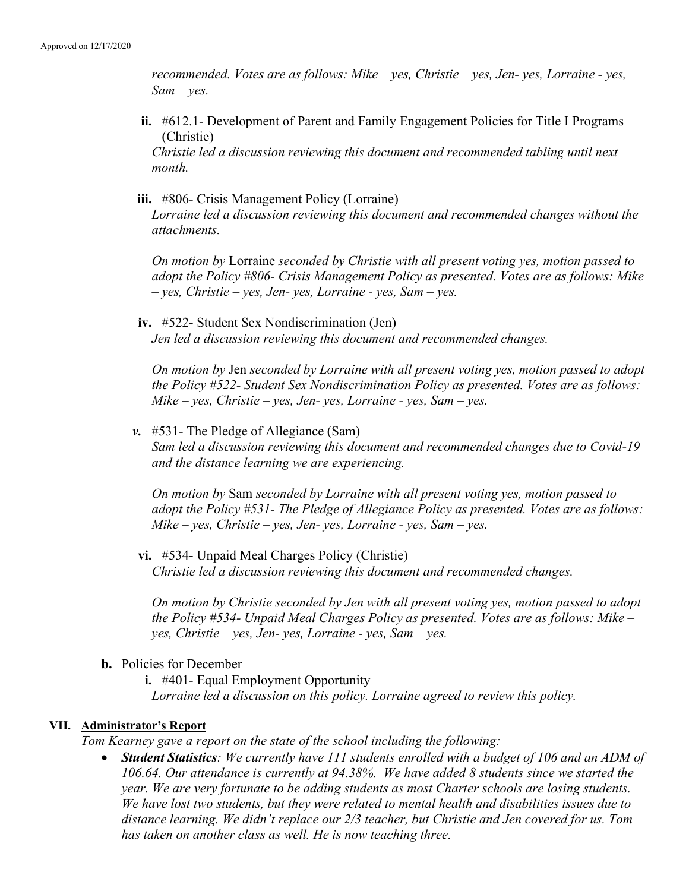*recommended. Votes are as follows: Mike – yes, Christie – yes, Jen- yes, Lorraine - yes, Sam – yes.*

ii. #612.1- Development of Parent and Family Engagement Policies for Title I Programs (Christie)
*Christie led a discussion reviewing this document and recommended tabling until next month.*

iii. #806- Crisis Management Policy (Lorraine)
*Lorraine led a discussion reviewing this document and recommended changes without the attachments.*

*On motion by* Lorraine *seconded by Christie with all present voting yes, motion passed to adopt the Policy #806- Crisis Management Policy as presented. Votes are as follows: Mike – yes, Christie – yes, Jen- yes, Lorraine - yes, Sam – yes.*

iv. #522- Student Sex Nondiscrimination (Jen)
*Jen led a discussion reviewing this document and recommended changes.*

*On motion by* Jen *seconded by Lorraine with all present voting yes, motion passed to adopt the Policy #522- Student Sex Nondiscrimination Policy as presented. Votes are as follows: Mike – yes, Christie – yes, Jen- yes, Lorraine - yes, Sam – yes.*

*v.* #531- The Pledge of Allegiance (Sam)
*Sam led a discussion reviewing this document and recommended changes due to Covid-19 and the distance learning we are experiencing.*

*On motion by* Sam *seconded by Lorraine with all present voting yes, motion passed to adopt the Policy #531- The Pledge of Allegiance Policy as presented. Votes are as follows: Mike – yes, Christie – yes, Jen- yes, Lorraine - yes, Sam – yes.*

vi. #534- Unpaid Meal Charges Policy (Christie)
*Christie led a discussion reviewing this document and recommended changes.*

*On motion by Christie seconded by Jen with all present voting yes, motion passed to adopt the Policy #534- Unpaid Meal Charges Policy as presented. Votes are as follows: Mike – yes, Christie – yes, Jen- yes, Lorraine - yes, Sam – yes.*

b. Policies for December

i. #401- Equal Employment Opportunity
*Lorraine led a discussion on this policy. Lorraine agreed to review this policy.*

## VII. Administrator's Report

*Tom Kearney gave a report on the state of the school including the following:*

- ***Student Statistics****: We currently have 111 students enrolled with a budget of 106 and an ADM of 106.64. Our attendance is currently at 94.38%. We have added 8 students since we started the year. We are very fortunate to be adding students as most Charter schools are losing students. We have lost two students, but they were related to mental health and disabilities issues due to distance learning. We didn't replace our 2/3 teacher, but Christie and Jen covered for us. Tom has taken on another class as well. He is now teaching three.*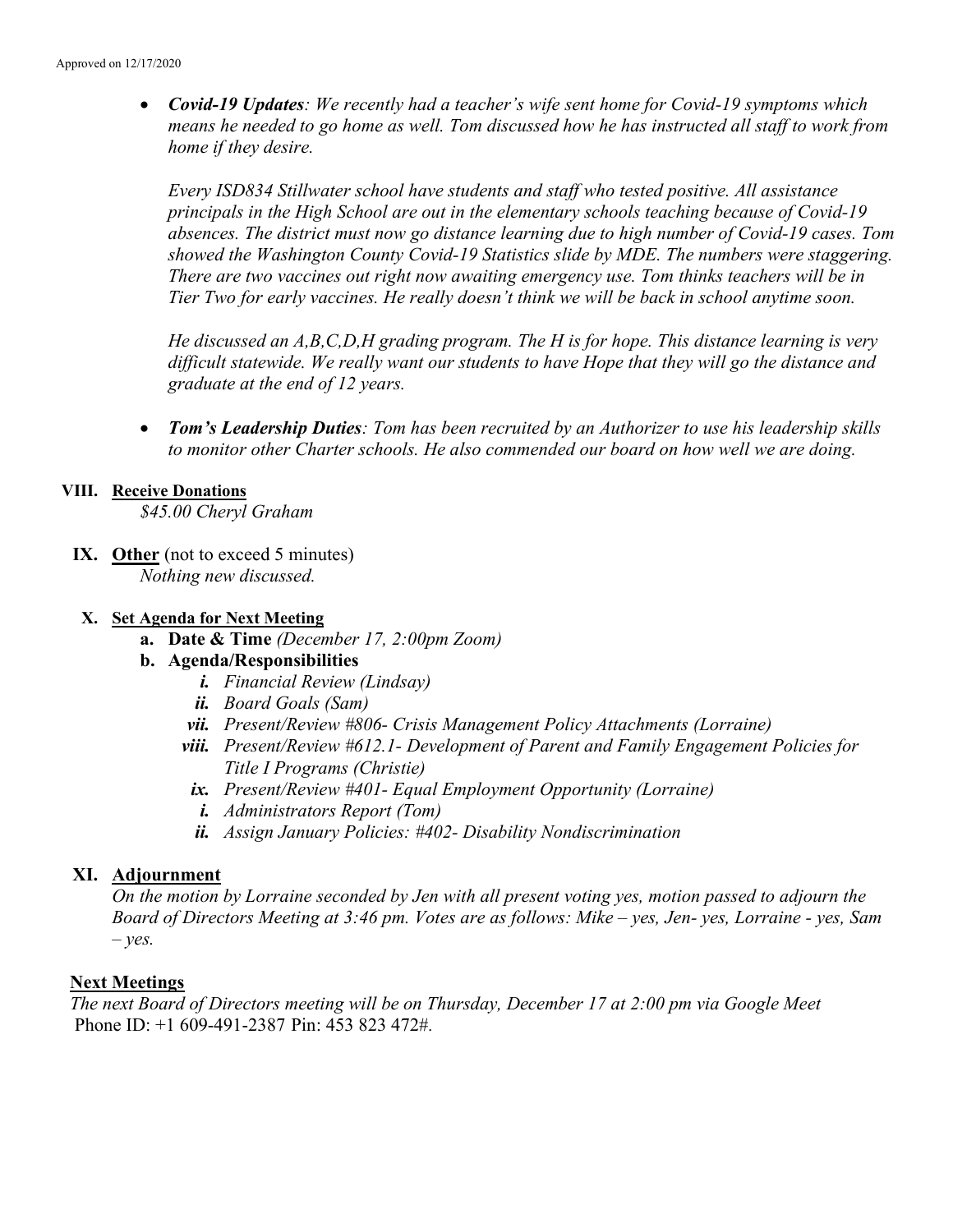Approved on 12/17/2020

- ***Covid-19 Updates****: We recently had a teacher's wife sent home for Covid-19 symptoms which means he needed to go home as well. Tom discussed how he has instructed all staff to work from home if they desire.*

  *Every ISD834 Stillwater school have students and staff who tested positive. All assistance principals in the High School are out in the elementary schools teaching because of Covid-19 absences. The district must now go distance learning due to high number of Covid-19 cases. Tom showed the Washington County Covid-19 Statistics slide by MDE. The numbers were staggering. There are two vaccines out right now awaiting emergency use. Tom thinks teachers will be in Tier Two for early vaccines. He really doesn't think we will be back in school anytime soon.*

  *He discussed an A,B,C,D,H grading program. The H is for hope. This distance learning is very difficult statewide. We really want our students to have Hope that they will go the distance and graduate at the end of 12 years.*

- ***Tom's Leadership Duties****: Tom has been recruited by an Authorizer to use his leadership skills to monitor other Charter schools. He also commended our board on how well we are doing.*

**VIII. Receive Donations**
*$45.00 Cheryl Graham*

**IX. Other** (not to exceed 5 minutes)
*Nothing new discussed.*

**X. Set Agenda for Next Meeting**

- **a. Date & Time** *(December 17, 2:00pm Zoom)*
- **b. Agenda/Responsibilities**
  - ***i.*** *Financial Review (Lindsay)*
  - ***ii.*** *Board Goals (Sam)*
  - ***vii.*** *Present/Review #806- Crisis Management Policy Attachments (Lorraine)*
  - ***viii.*** *Present/Review #612.1- Development of Parent and Family Engagement Policies for Title I Programs (Christie)*
  - ***ix.*** *Present/Review #401- Equal Employment Opportunity (Lorraine)*
  - ***i.*** *Administrators Report (Tom)*
  - ***ii.*** *Assign January Policies: #402- Disability Nondiscrimination*

**XI. Adjournment**
*On the motion by Lorraine seconded by Jen with all present voting yes, motion passed to adjourn the Board of Directors Meeting at 3:46 pm. Votes are as follows: Mike – yes, Jen- yes, Lorraine - yes, Sam – yes.*

**Next Meetings**
*The next Board of Directors meeting will be on Thursday, December 17 at 2:00 pm via Google Meet*
Phone ID: +1 609-491-2387 Pin: 453 823 472#.